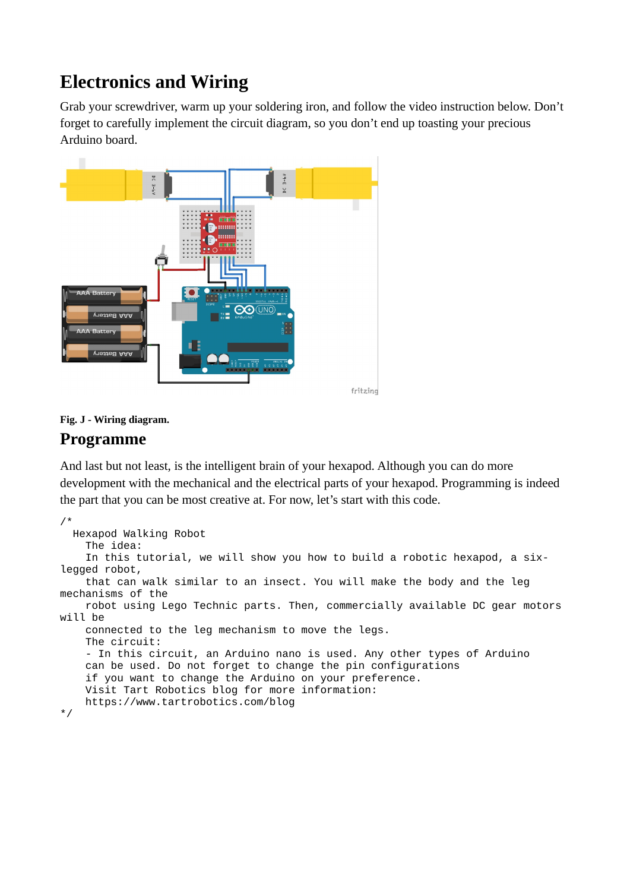# Electronics and Wiring

Grab your screwdriver, warm up your soldering iron, and follow the video instruction below. Don't forget to carefully implement the circuit diagram, so you don't end up toasting your precious Arduino board.

**Fig. J - Wiring diagram.**

# Programme

And last but not least, is the intelligent brain of your hexapod. Although you can do more development with the mechanical and the electrical parts of your hexapod. Programming is indeed the part that you can be most creative at. For now, let's start with this code.

```
/*
  Hexapod Walking Robot
    The idea:
    In this tutorial, we will show you how to build a robotic hexapod, a six-
legged robot,
    that can walk similar to an insect. You will make the body and the leg
mechanisms of the
    robot using Lego Technic parts. Then, commercially available DC gear motors
will be
    connected to the leg mechanism to move the legs.
    The circuit:
    - In this circuit, an Arduino nano is used. Any other types of Arduino
    can be used. Do not forget to change the pin configurations
    if you want to change the Arduino on your preference.
    Visit Tart Robotics blog for more information:
    https://www.tartrobotics.com/blog
*/
```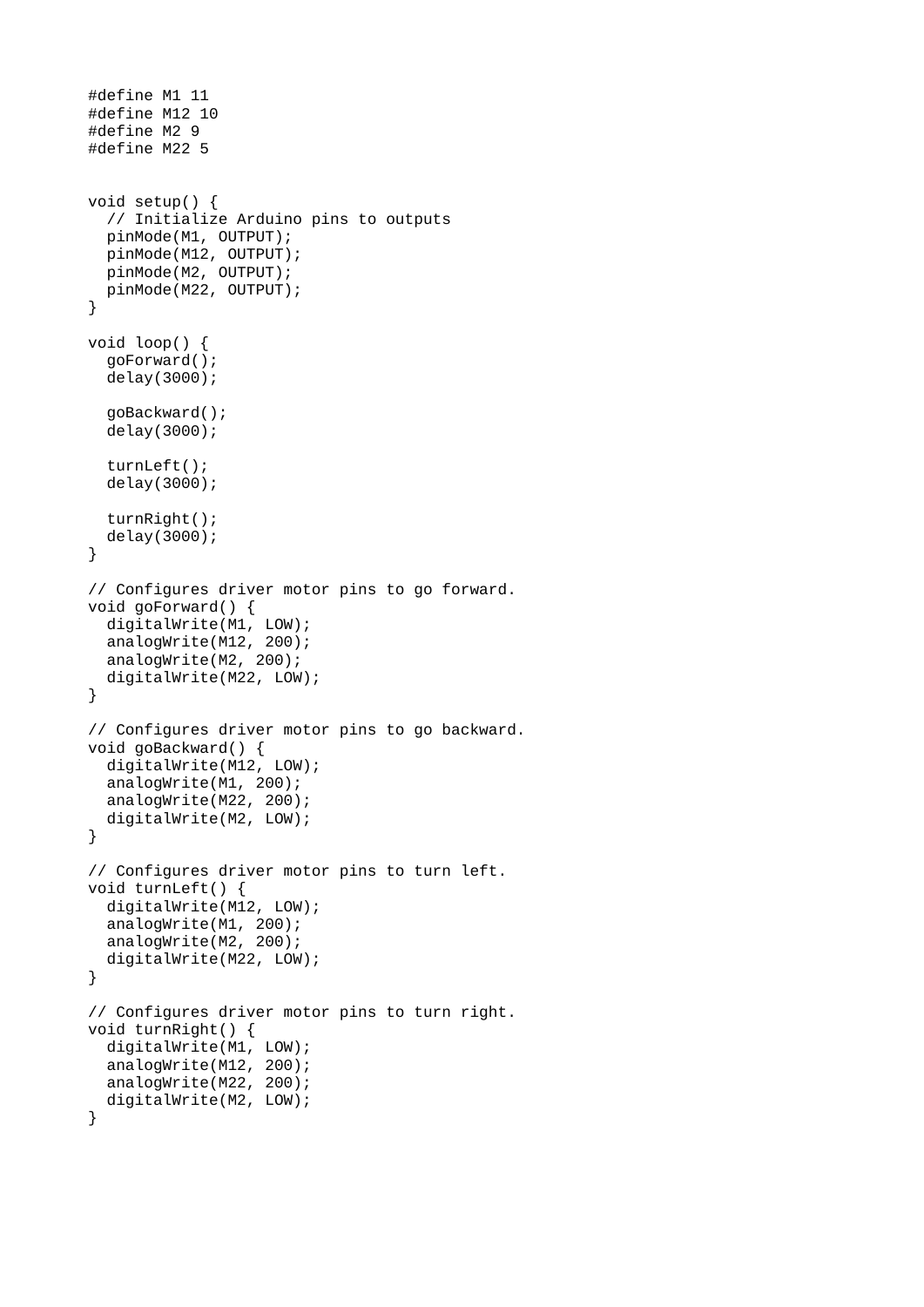```
#define M1 11
#define M12 10
#define M2 9
#define M22 5


void setup() {
  // Initialize Arduino pins to outputs
  pinMode(M1, OUTPUT);
  pinMode(M12, OUTPUT);
  pinMode(M2, OUTPUT);
  pinMode(M22, OUTPUT);
}

void loop() {
  goForward();
  delay(3000);

  goBackward();
  delay(3000);

  turnLeft();
  delay(3000);

  turnRight();
  delay(3000);
}

// Configures driver motor pins to go forward.
void goForward() {
  digitalWrite(M1, LOW);
  analogWrite(M12, 200);
  analogWrite(M2, 200);
  digitalWrite(M22, LOW);
}

// Configures driver motor pins to go backward.
void goBackward() {
  digitalWrite(M12, LOW);
  analogWrite(M1, 200);
  analogWrite(M22, 200);
  digitalWrite(M2, LOW);
}

// Configures driver motor pins to turn left.
void turnLeft() {
  digitalWrite(M12, LOW);
  analogWrite(M1, 200);
  analogWrite(M2, 200);
  digitalWrite(M22, LOW);
}

// Configures driver motor pins to turn right.
void turnRight() {
  digitalWrite(M1, LOW);
  analogWrite(M12, 200);
  analogWrite(M22, 200);
  digitalWrite(M2, LOW);
}
```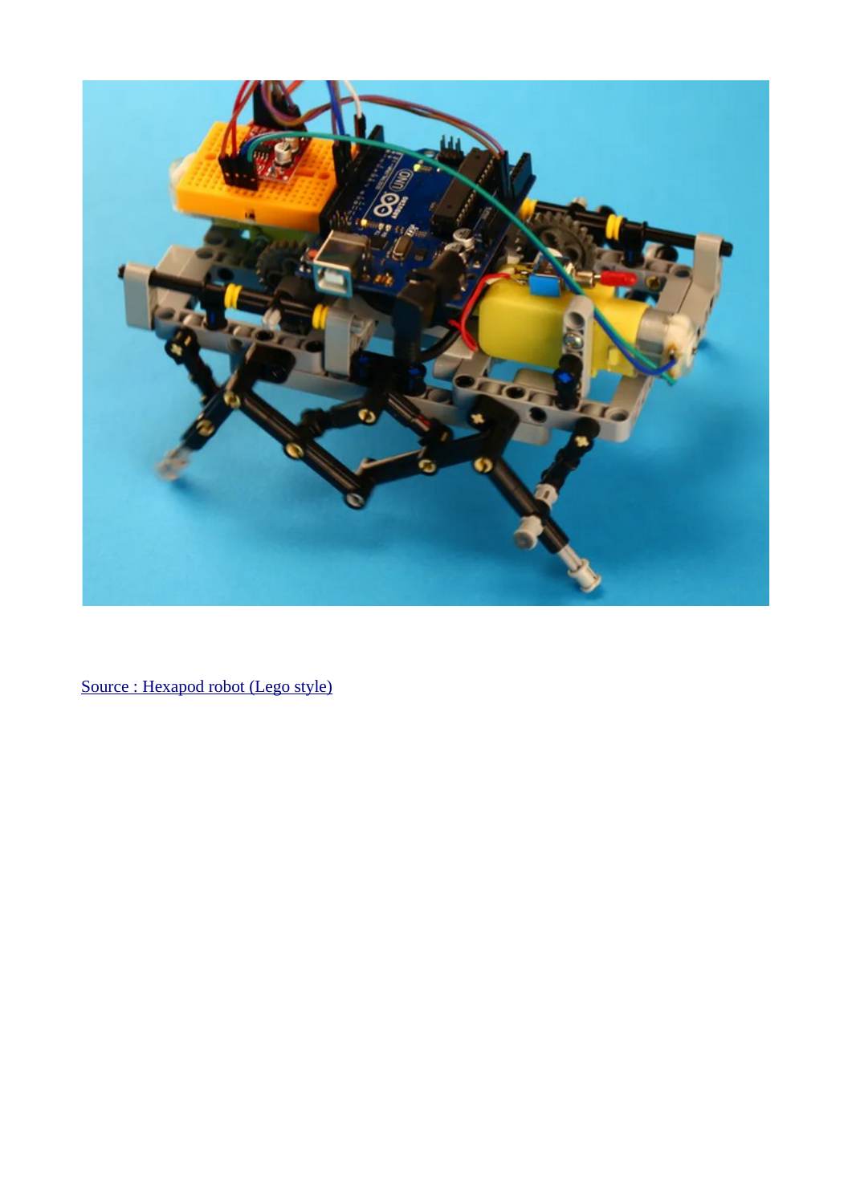[Source : Hexapod robot (Lego style)]